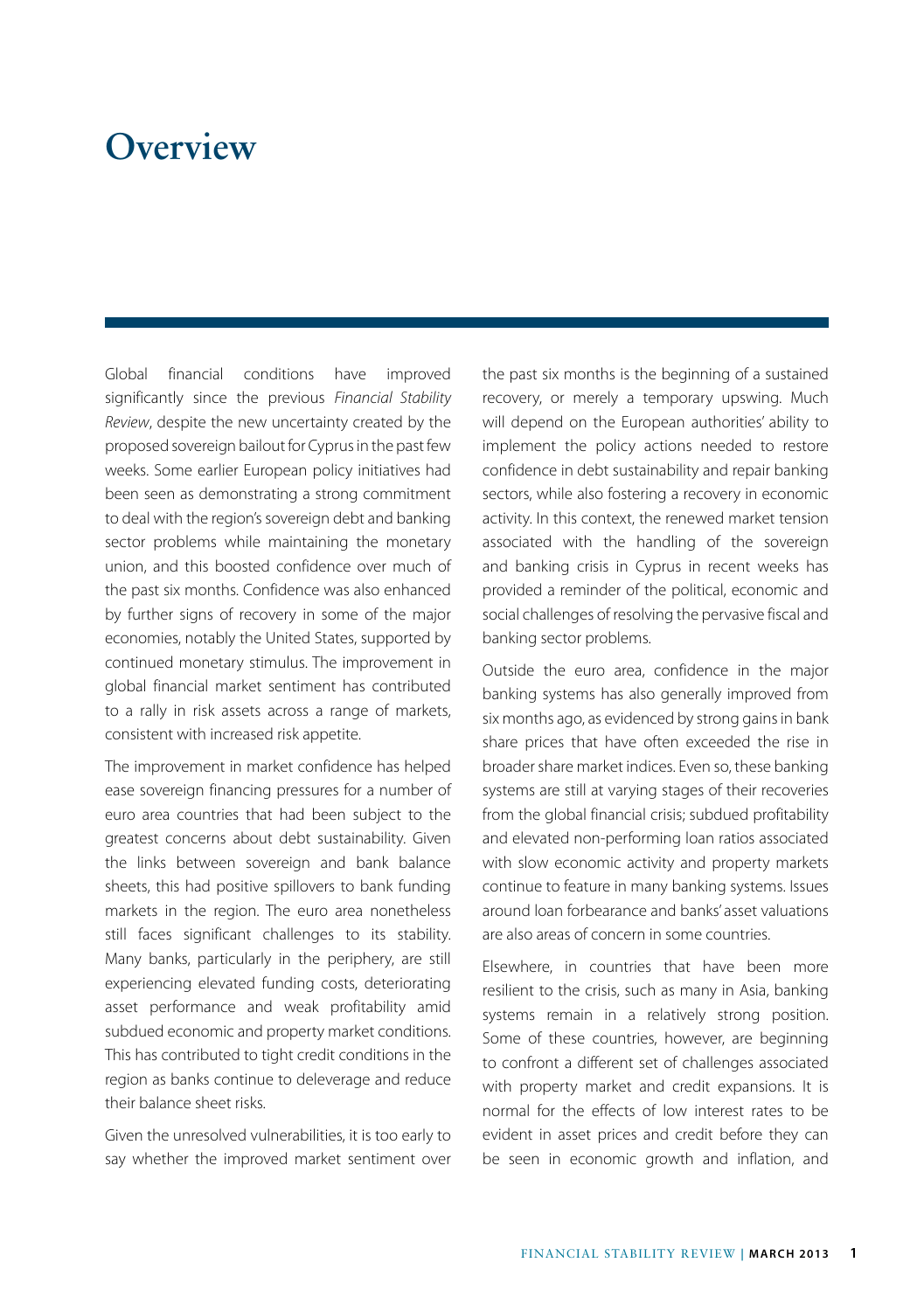# Overview

Global financial conditions have improved significantly since the previous *Financial Stability Review*, despite the new uncertainty created by the proposed sovereign bailout for Cyprus in the past few weeks. Some earlier European policy initiatives had been seen as demonstrating a strong commitment to deal with the region's sovereign debt and banking sector problems while maintaining the monetary union, and this boosted confidence over much of the past six months. Confidence was also enhanced by further signs of recovery in some of the major economies, notably the United States, supported by continued monetary stimulus. The improvement in global financial market sentiment has contributed to a rally in risk assets across a range of markets, consistent with increased risk appetite.

The improvement in market confidence has helped ease sovereign financing pressures for a number of euro area countries that had been subject to the greatest concerns about debt sustainability. Given the links between sovereign and bank balance sheets, this had positive spillovers to bank funding markets in the region. The euro area nonetheless still faces significant challenges to its stability. Many banks, particularly in the periphery, are still experiencing elevated funding costs, deteriorating asset performance and weak profitability amid subdued economic and property market conditions. This has contributed to tight credit conditions in the region as banks continue to deleverage and reduce their balance sheet risks.

Given the unresolved vulnerabilities, it is too early to say whether the improved market sentiment over the past six months is the beginning of a sustained recovery, or merely a temporary upswing. Much will depend on the European authorities' ability to implement the policy actions needed to restore confidence in debt sustainability and repair banking sectors, while also fostering a recovery in economic activity. In this context, the renewed market tension associated with the handling of the sovereign and banking crisis in Cyprus in recent weeks has provided a reminder of the political, economic and social challenges of resolving the pervasive fiscal and banking sector problems.

Outside the euro area, confidence in the major banking systems has also generally improved from six months ago, as evidenced by strong gains in bank share prices that have often exceeded the rise in broader share market indices. Even so, these banking systems are still at varying stages of their recoveries from the global financial crisis; subdued profitability and elevated non-performing loan ratios associated with slow economic activity and property markets continue to feature in many banking systems. Issues around loan forbearance and banks' asset valuations are also areas of concern in some countries.

Elsewhere, in countries that have been more resilient to the crisis, such as many in Asia, banking systems remain in a relatively strong position. Some of these countries, however, are beginning to confront a different set of challenges associated with property market and credit expansions. It is normal for the effects of low interest rates to be evident in asset prices and credit before they can be seen in economic growth and inflation, and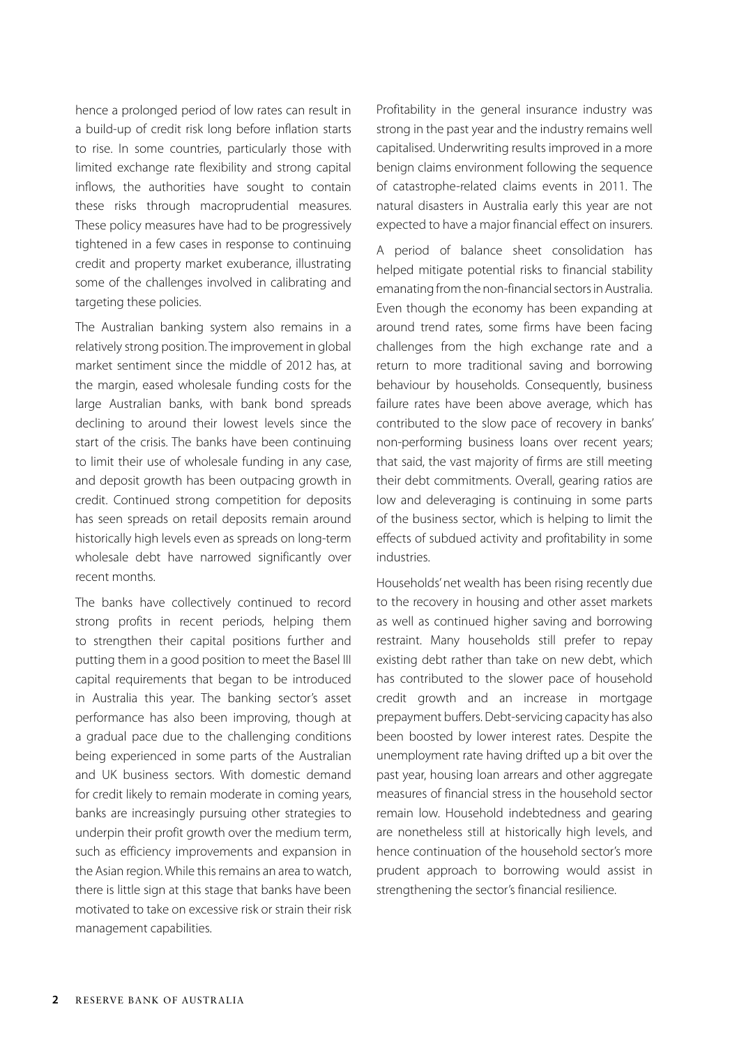hence a prolonged period of low rates can result in a build-up of credit risk long before inflation starts to rise. In some countries, particularly those with limited exchange rate flexibility and strong capital inflows, the authorities have sought to contain these risks through macroprudential measures. These policy measures have had to be progressively tightened in a few cases in response to continuing credit and property market exuberance, illustrating some of the challenges involved in calibrating and targeting these policies.

The Australian banking system also remains in a relatively strong position. The improvement in global market sentiment since the middle of 2012 has, at the margin, eased wholesale funding costs for the large Australian banks, with bank bond spreads declining to around their lowest levels since the start of the crisis. The banks have been continuing to limit their use of wholesale funding in any case, and deposit growth has been outpacing growth in credit. Continued strong competition for deposits has seen spreads on retail deposits remain around historically high levels even as spreads on long-term wholesale debt have narrowed significantly over recent months.

The banks have collectively continued to record strong profits in recent periods, helping them to strengthen their capital positions further and putting them in a good position to meet the Basel III capital requirements that began to be introduced in Australia this year. The banking sector's asset performance has also been improving, though at a gradual pace due to the challenging conditions being experienced in some parts of the Australian and UK business sectors. With domestic demand for credit likely to remain moderate in coming years, banks are increasingly pursuing other strategies to underpin their profit growth over the medium term, such as efficiency improvements and expansion in the Asian region. While this remains an area to watch, there is little sign at this stage that banks have been motivated to take on excessive risk or strain their risk management capabilities.

Profitability in the general insurance industry was strong in the past year and the industry remains well capitalised. Underwriting results improved in a more benign claims environment following the sequence of catastrophe-related claims events in 2011. The natural disasters in Australia early this year are not expected to have a major financial effect on insurers.

A period of balance sheet consolidation has helped mitigate potential risks to financial stability emanating from the non-financial sectors in Australia. Even though the economy has been expanding at around trend rates, some firms have been facing challenges from the high exchange rate and a return to more traditional saving and borrowing behaviour by households. Consequently, business failure rates have been above average, which has contributed to the slow pace of recovery in banks' non-performing business loans over recent years; that said, the vast majority of firms are still meeting their debt commitments. Overall, gearing ratios are low and deleveraging is continuing in some parts of the business sector, which is helping to limit the effects of subdued activity and profitability in some industries.

Households' net wealth has been rising recently due to the recovery in housing and other asset markets as well as continued higher saving and borrowing restraint. Many households still prefer to repay existing debt rather than take on new debt, which has contributed to the slower pace of household credit growth and an increase in mortgage prepayment buffers. Debt-servicing capacity has also been boosted by lower interest rates. Despite the unemployment rate having drifted up a bit over the past year, housing loan arrears and other aggregate measures of financial stress in the household sector remain low. Household indebtedness and gearing are nonetheless still at historically high levels, and hence continuation of the household sector's more prudent approach to borrowing would assist in strengthening the sector's financial resilience.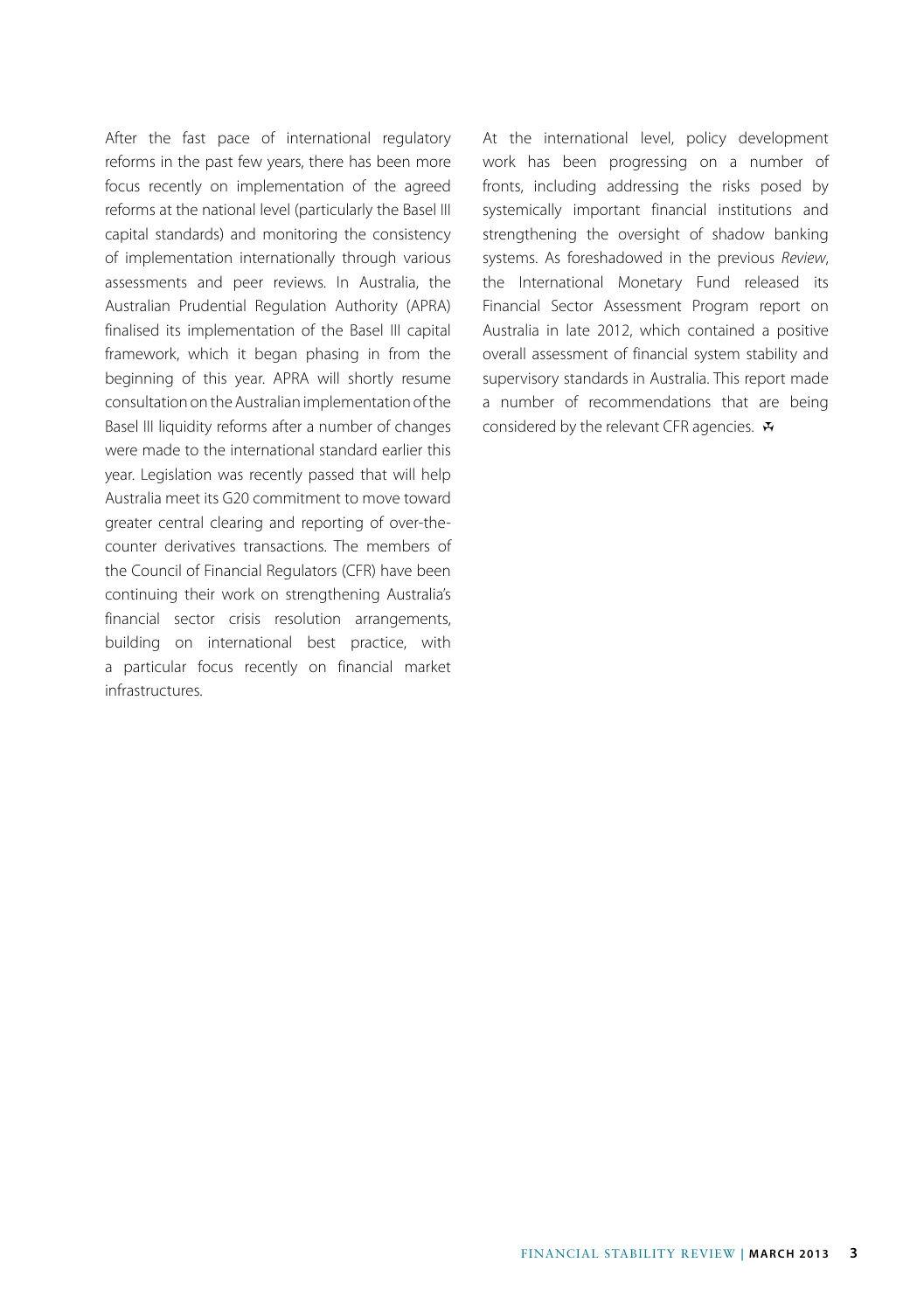After the fast pace of international regulatory reforms in the past few years, there has been more focus recently on implementation of the agreed reforms at the national level (particularly the Basel III capital standards) and monitoring the consistency of implementation internationally through various assessments and peer reviews. In Australia, the Australian Prudential Regulation Authority (APRA) finalised its implementation of the Basel III capital framework, which it began phasing in from the beginning of this year. APRA will shortly resume consultation on the Australian implementation of the Basel III liquidity reforms after a number of changes were made to the international standard earlier this year. Legislation was recently passed that will help Australia meet its G20 commitment to move toward greater central clearing and reporting of over-the-counter derivatives transactions. The members of the Council of Financial Regulators (CFR) have been continuing their work on strengthening Australia's financial sector crisis resolution arrangements, building on international best practice, with a particular focus recently on financial market infrastructures.

At the international level, policy development work has been progressing on a number of fronts, including addressing the risks posed by systemically important financial institutions and strengthening the oversight of shadow banking systems. As foreshadowed in the previous *Review*, the International Monetary Fund released its Financial Sector Assessment Program report on Australia in late 2012, which contained a positive overall assessment of financial system stability and supervisory standards in Australia. This report made a number of recommendations that are being considered by the relevant CFR agencies.